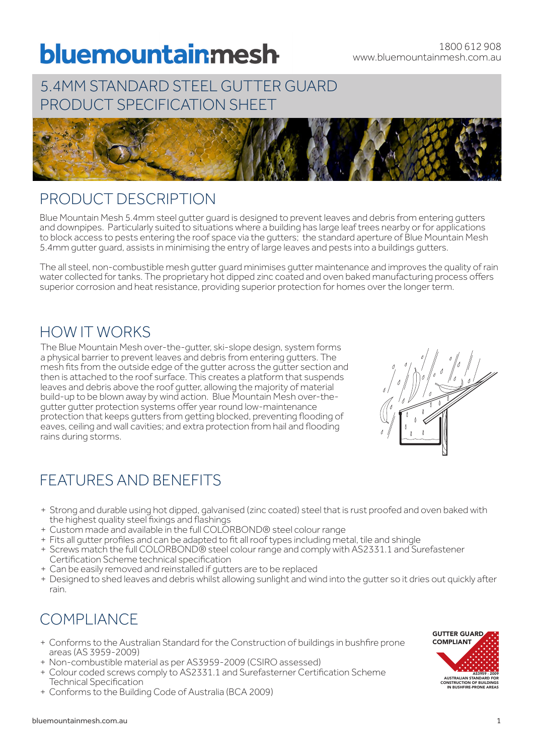# bluemountainmesh

1800 612 908
www.bluemountainmesh.com.au

## 5.4MM STANDARD STEEL GUTTER GUARD PRODUCT SPECIFICATION SHEET

## PRODUCT DESCRIPTION

Blue Mountain Mesh 5.4mm steel gutter guard is designed to prevent leaves and debris from entering gutters and downpipes. Particularly suited to situations where a building has large leaf trees nearby or for applications to block access to pests entering the roof space via the gutters; the standard aperture of Blue Mountain Mesh 5.4mm gutter guard, assists in minimising the entry of large leaves and pests into a buildings gutters.

The all steel, non-combustible mesh gutter guard minimises gutter maintenance and improves the quality of rain water collected for tanks. The proprietary hot dipped zinc coated and oven baked manufacturing process offers superior corrosion and heat resistance, providing superior protection for homes over the longer term.

## HOW IT WORKS

The Blue Mountain Mesh over-the-gutter, ski-slope design, system forms a physical barrier to prevent leaves and debris from entering gutters. The mesh fits from the outside edge of the gutter across the gutter section and then is attached to the roof surface. This creates a platform that suspends leaves and debris above the roof gutter, allowing the majority of material build-up to be blown away by wind action. Blue Mountain Mesh over-the-gutter gutter protection systems offer year round low-maintenance protection that keeps gutters from getting blocked, preventing flooding of eaves, ceiling and wall cavities; and extra protection from hail and flooding rains during storms.

## FEATURES AND BENEFITS

+ Strong and durable using hot dipped, galvanised (zinc coated) steel that is rust proofed and oven baked with the highest quality steel fixings and flashings
+ Custom made and available in the full COLORBOND® steel colour range
+ Fits all gutter profiles and can be adapted to fit all roof types including metal, tile and shingle
+ Screws match the full COLORBOND® steel colour range and comply with AS2331.1 and Surefastener Certification Scheme technical specification
+ Can be easily removed and reinstalled if gutters are to be replaced
+ Designed to shed leaves and debris whilst allowing sunlight and wind into the gutter so it dries out quickly after rain.

## COMPLIANCE

+ Conforms to the Australian Standard for the Construction of buildings in bushfire prone areas (AS 3959-2009)
+ Non-combustible material as per AS3959-2009 (CSIRO assessed)
+ Colour coded screws comply to AS2331.1 and Surefasterner Certification Scheme Technical Specification
+ Conforms to the Building Code of Australia (BCA 2009)

GUTTER GUARD COMPLIANT
AS3959 - 2009
AUSTRALIAN STANDARD FOR CONSTRUCTION OF BUILDINGS IN BUSHFIRE-PRONE AREAS

bluemountainmesh.com.au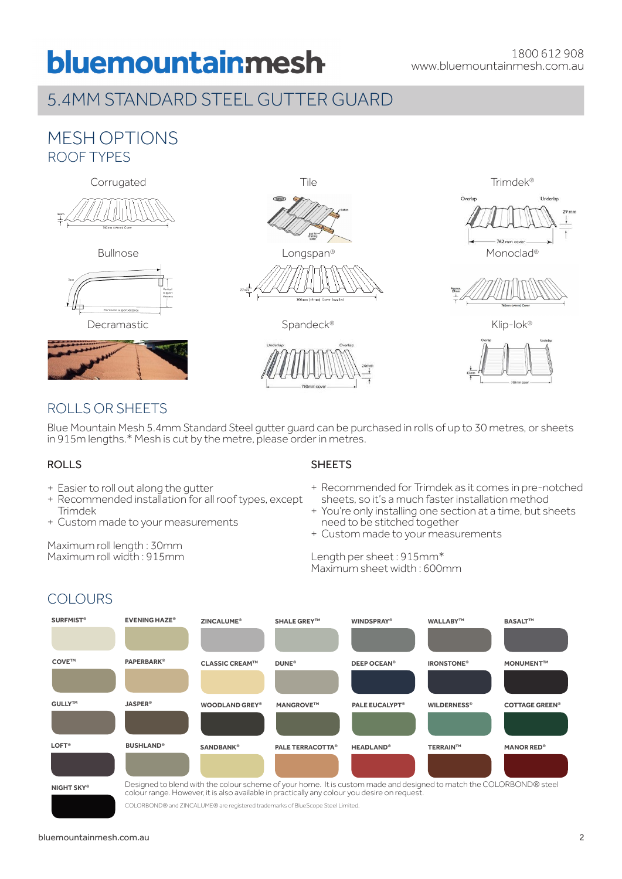# bluemountainmesh

1800 612 908
www.bluemountainmesh.com.au

## 5.4MM STANDARD STEEL GUTTER GUARD

## MESH OPTIONS

### ROOF TYPES

Corrugated

Tile

Trimdek®

Bullnose

Longspan®

Monoclad®

Decramastic

Spandeck®

Klip-lok®

## ROLLS OR SHEETS

Blue Mountain Mesh 5.4mm Standard Steel gutter guard can be purchased in rolls of up to 30 metres, or sheets in 915m lengths.* Mesh is cut by the metre, please order in metres.

### ROLLS

+ Easier to roll out along the gutter
+ Recommended installation for all roof types, except Trimdek
+ Custom made to your measurements

Maximum roll length : 30mm
Maximum roll width : 915mm

### SHEETS

+ Recommended for Trimdek as it comes in pre-notched sheets, so it's a much faster installation method
+ You're only installing one section at a time, but sheets need to be stitched together
+ Custom made to your measurements

Length per sheet : 915mm*
Maximum sheet width : 600mm

## COLOURS

| | | | | | | |
|---|---|---|---|---|---|---|
| SURFMIST® | EVENING HAZE® | ZINCALUME® | SHALE GREY™ | WINDSPRAY® | WALLABY™ | BASALT™ |
| COVE™ | PAPERBARK® | CLASSIC CREAM™ | DUNE® | DEEP OCEAN® | IRONSTONE® | MONUMENT™ |
| GULLY™ | JASPER® | WOODLAND GREY® | MANGROVE™ | PALE EUCALYPT® | WILDERNESS® | COTTAGE GREEN® |
| LOFT® | BUSHLAND® | SANDBANK® | PALE TERRACOTTA® | HEADLAND® | TERRAIN™ | MANOR RED® |
| NIGHT SKY® | | | | | | |

Designed to blend with the colour scheme of your home. It is custom made and designed to match the COLORBOND® steel colour range. However, it is also available in practically any colour you desire on request.

COLORBOND® and ZINCALUME® are registered trademarks of BlueScope Steel Limited.

bluemountainmesh.com.au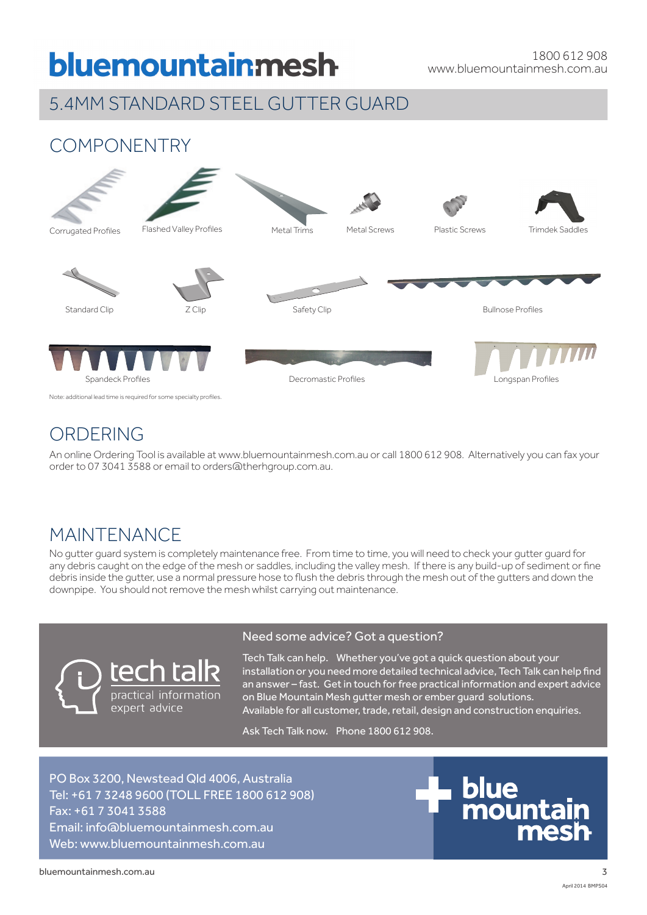# bluemountainmesh

1800 612 908
www.bluemountainmesh.com.au

## 5.4MM STANDARD STEEL GUTTER GUARD

## COMPONENTRY

Corrugated Profiles

Flashed Valley Profiles

Metal Trims

Metal Screws

Plastic Screws

Trimdek Saddles

Standard Clip

Z Clip

Safety Clip

Bullnose Profiles

Spandeck Profiles

Decromastic Profiles

Longspan Profiles

Note: additional lead time is required for some specialty profiles.

## ORDERING

An online Ordering Tool is available at www.bluemountainmesh.com.au or call 1800 612 908. Alternatively you can fax your order to 07 3041 3588 or email to orders@therhgroup.com.au.

## MAINTENANCE

No gutter guard system is completely maintenance free. From time to time, you will need to check your gutter guard for any debris caught on the edge of the mesh or saddles, including the valley mesh. If there is any build-up of sediment or fine debris inside the gutter, use a normal pressure hose to flush the debris through the mesh out of the gutters and down the downpipe. You should not remove the mesh whilst carrying out maintenance.

tech talk
practical information
expert advice

### Need some advice? Got a question?

Tech Talk can help. Whether you've got a quick question about your installation or you need more detailed technical advice, Tech Talk can help find an answer – fast. Get in touch for free practical information and expert advice on Blue Mountain Mesh gutter mesh or ember guard solutions.
Available for all customer, trade, retail, design and construction enquiries.

Ask Tech Talk now. Phone 1800 612 908.

PO Box 3200, Newstead Qld 4006, Australia
Tel: +61 7 3248 9600 (TOLL FREE 1800 612 908)
Fax: +61 7 3041 3588
Email: info@bluemountainmesh.com.au
Web: www.bluemountainmesh.com.au

blue mountain mesh

bluemountainmesh.com.au

April 2014 BMPS04